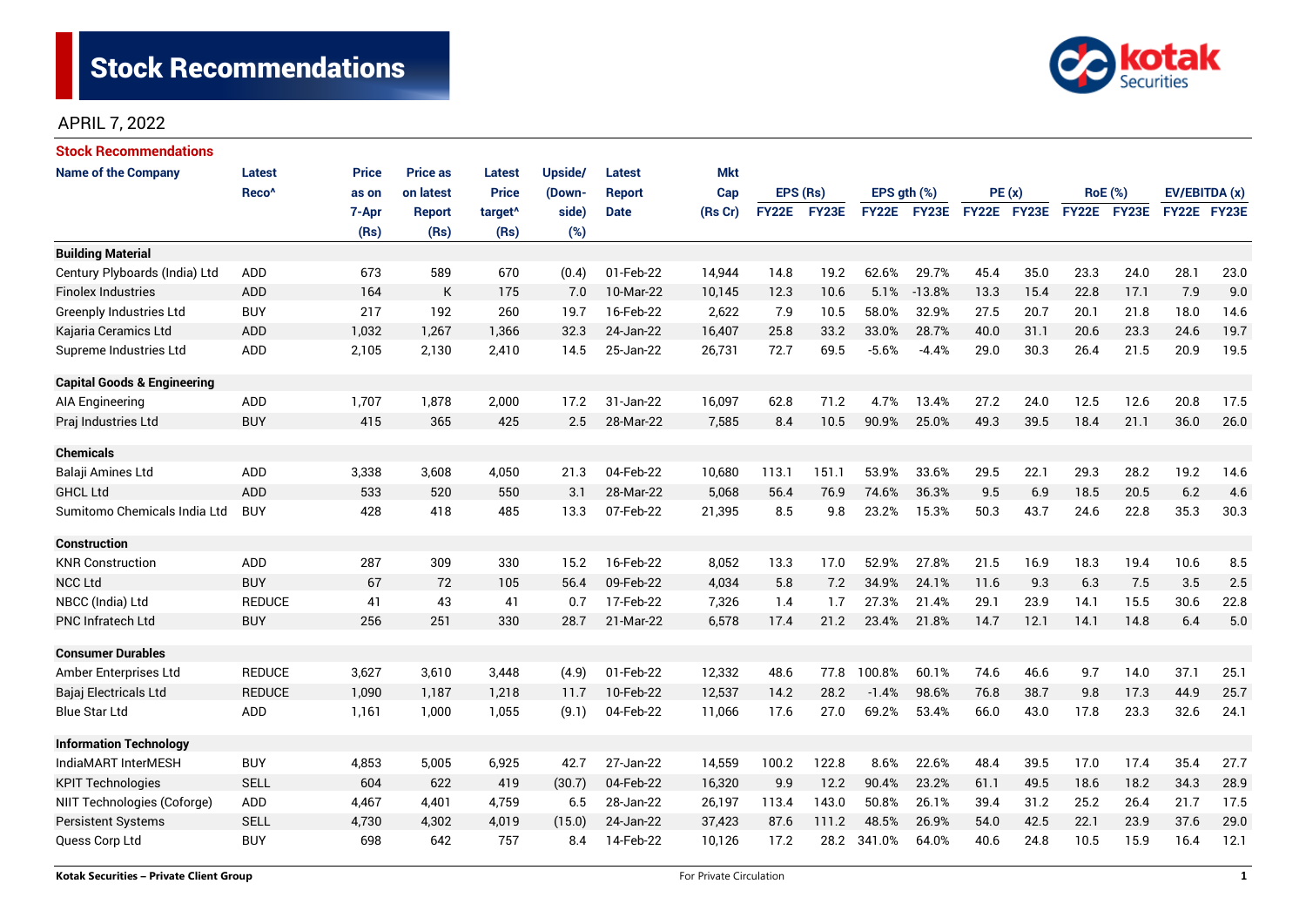# Stock Recommendations

APRIL 7, 2022

## Stock Recommendations

| Name of the Company | Latest Reco^ | Price as on 7-Apr (Rs) | Price as on latest Report (Rs) | Latest Price target^ (Rs) | Upside/ (Down-side) (%) | Latest Report Date | Mkt Cap (Rs Cr) | EPS (Rs) | | EPS gth (%) | | PE (x) | | RoE (%) | | EV/EBITDA (x) | |
|---|---|---|---|---|---|---|---|---|---|---|---|---|---|---|---|---|---|
| | | | | | | | | FY22E | FY23E | FY22E | FY23E | FY22E | FY23E | FY22E | FY23E | FY22E | FY23E |
| **Building Material** | | | | | | | | | | | | | | | | | |
| Century Plyboards (India) Ltd | ADD | 673 | 589 | 670 | (0.4) | 01-Feb-22 | 14,944 | 14.8 | 19.2 | 62.6% | 29.7% | 45.4 | 35.0 | 23.3 | 24.0 | 28.1 | 23.0 |
| Finolex Industries | ADD | 164 | K | 175 | 7.0 | 10-Mar-22 | 10,145 | 12.3 | 10.6 | 5.1% | -13.8% | 13.3 | 15.4 | 22.8 | 17.1 | 7.9 | 9.0 |
| Greenply Industries Ltd | BUY | 217 | 192 | 260 | 19.7 | 16-Feb-22 | 2,622 | 7.9 | 10.5 | 58.0% | 32.9% | 27.5 | 20.7 | 20.1 | 21.8 | 18.0 | 14.6 |
| Kajaria Ceramics Ltd | ADD | 1,032 | 1,267 | 1,366 | 32.3 | 24-Jan-22 | 16,407 | 25.8 | 33.2 | 33.0% | 28.7% | 40.0 | 31.1 | 20.6 | 23.3 | 24.6 | 19.7 |
| Supreme Industries Ltd | ADD | 2,105 | 2,130 | 2,410 | 14.5 | 25-Jan-22 | 26,731 | 72.7 | 69.5 | -5.6% | -4.4% | 29.0 | 30.3 | 26.4 | 21.5 | 20.9 | 19.5 |
| **Capital Goods & Engineering** | | | | | | | | | | | | | | | | | |
| AIA Engineering | ADD | 1,707 | 1,878 | 2,000 | 17.2 | 31-Jan-22 | 16,097 | 62.8 | 71.2 | 4.7% | 13.4% | 27.2 | 24.0 | 12.5 | 12.6 | 20.8 | 17.5 |
| Praj Industries Ltd | BUY | 415 | 365 | 425 | 2.5 | 28-Mar-22 | 7,585 | 8.4 | 10.5 | 90.9% | 25.0% | 49.3 | 39.5 | 18.4 | 21.1 | 36.0 | 26.0 |
| **Chemicals** | | | | | | | | | | | | | | | | | |
| Balaji Amines Ltd | ADD | 3,338 | 3,608 | 4,050 | 21.3 | 04-Feb-22 | 10,680 | 113.1 | 151.1 | 53.9% | 33.6% | 29.5 | 22.1 | 29.3 | 28.2 | 19.2 | 14.6 |
| GHCL Ltd | ADD | 533 | 520 | 550 | 3.1 | 28-Mar-22 | 5,068 | 56.4 | 76.9 | 74.6% | 36.3% | 9.5 | 6.9 | 18.5 | 20.5 | 6.2 | 4.6 |
| Sumitomo Chemicals India Ltd | BUY | 428 | 418 | 485 | 13.3 | 07-Feb-22 | 21,395 | 8.5 | 9.8 | 23.2% | 15.3% | 50.3 | 43.7 | 24.6 | 22.8 | 35.3 | 30.3 |
| **Construction** | | | | | | | | | | | | | | | | | |
| KNR Construction | ADD | 287 | 309 | 330 | 15.2 | 16-Feb-22 | 8,052 | 13.3 | 17.0 | 52.9% | 27.8% | 21.5 | 16.9 | 18.3 | 19.4 | 10.6 | 8.5 |
| NCC Ltd | BUY | 67 | 72 | 105 | 56.4 | 09-Feb-22 | 4,034 | 5.8 | 7.2 | 34.9% | 24.1% | 11.6 | 9.3 | 6.3 | 7.5 | 3.5 | 2.5 |
| NBCC (India) Ltd | REDUCE | 41 | 43 | 41 | 0.7 | 17-Feb-22 | 7,326 | 1.4 | 1.7 | 27.3% | 21.4% | 29.1 | 23.9 | 14.1 | 15.5 | 30.6 | 22.8 |
| PNC Infratech Ltd | BUY | 256 | 251 | 330 | 28.7 | 21-Mar-22 | 6,578 | 17.4 | 21.2 | 23.4% | 21.8% | 14.7 | 12.1 | 14.1 | 14.8 | 6.4 | 5.0 |
| **Consumer Durables** | | | | | | | | | | | | | | | | | |
| Amber Enterprises Ltd | REDUCE | 3,627 | 3,610 | 3,448 | (4.9) | 01-Feb-22 | 12,332 | 48.6 | 77.8 | 100.8% | 60.1% | 74.6 | 46.6 | 9.7 | 14.0 | 37.1 | 25.1 |
| Bajaj Electricals Ltd | REDUCE | 1,090 | 1,187 | 1,218 | 11.7 | 10-Feb-22 | 12,537 | 14.2 | 28.2 | -1.4% | 98.6% | 76.8 | 38.7 | 9.8 | 17.3 | 44.9 | 25.7 |
| Blue Star Ltd | ADD | 1,161 | 1,000 | 1,055 | (9.1) | 04-Feb-22 | 11,066 | 17.6 | 27.0 | 69.2% | 53.4% | 66.0 | 43.0 | 17.8 | 23.3 | 32.6 | 24.1 |
| **Information Technology** | | | | | | | | | | | | | | | | | |
| IndiaMART InterMESH | BUY | 4,853 | 5,005 | 6,925 | 42.7 | 27-Jan-22 | 14,559 | 100.2 | 122.8 | 8.6% | 22.6% | 48.4 | 39.5 | 17.0 | 17.4 | 35.4 | 27.7 |
| KPIT Technologies | SELL | 604 | 622 | 419 | (30.7) | 04-Feb-22 | 16,320 | 9.9 | 12.2 | 90.4% | 23.2% | 61.1 | 49.5 | 18.6 | 18.2 | 34.3 | 28.9 |
| NIIT Technologies (Coforge) | ADD | 4,467 | 4,401 | 4,759 | 6.5 | 28-Jan-22 | 26,197 | 113.4 | 143.0 | 50.8% | 26.1% | 39.4 | 31.2 | 25.2 | 26.4 | 21.7 | 17.5 |
| Persistent Systems | SELL | 4,730 | 4,302 | 4,019 | (15.0) | 24-Jan-22 | 37,423 | 87.6 | 111.2 | 48.5% | 26.9% | 54.0 | 42.5 | 22.1 | 23.9 | 37.6 | 29.0 |
| Quess Corp Ltd | BUY | 698 | 642 | 757 | 8.4 | 14-Feb-22 | 10,126 | 17.2 | 28.2 | 341.0% | 64.0% | 40.6 | 24.8 | 10.5 | 15.9 | 16.4 | 12.1 |

Kotak Securities – Private Client Group

For Private Circulation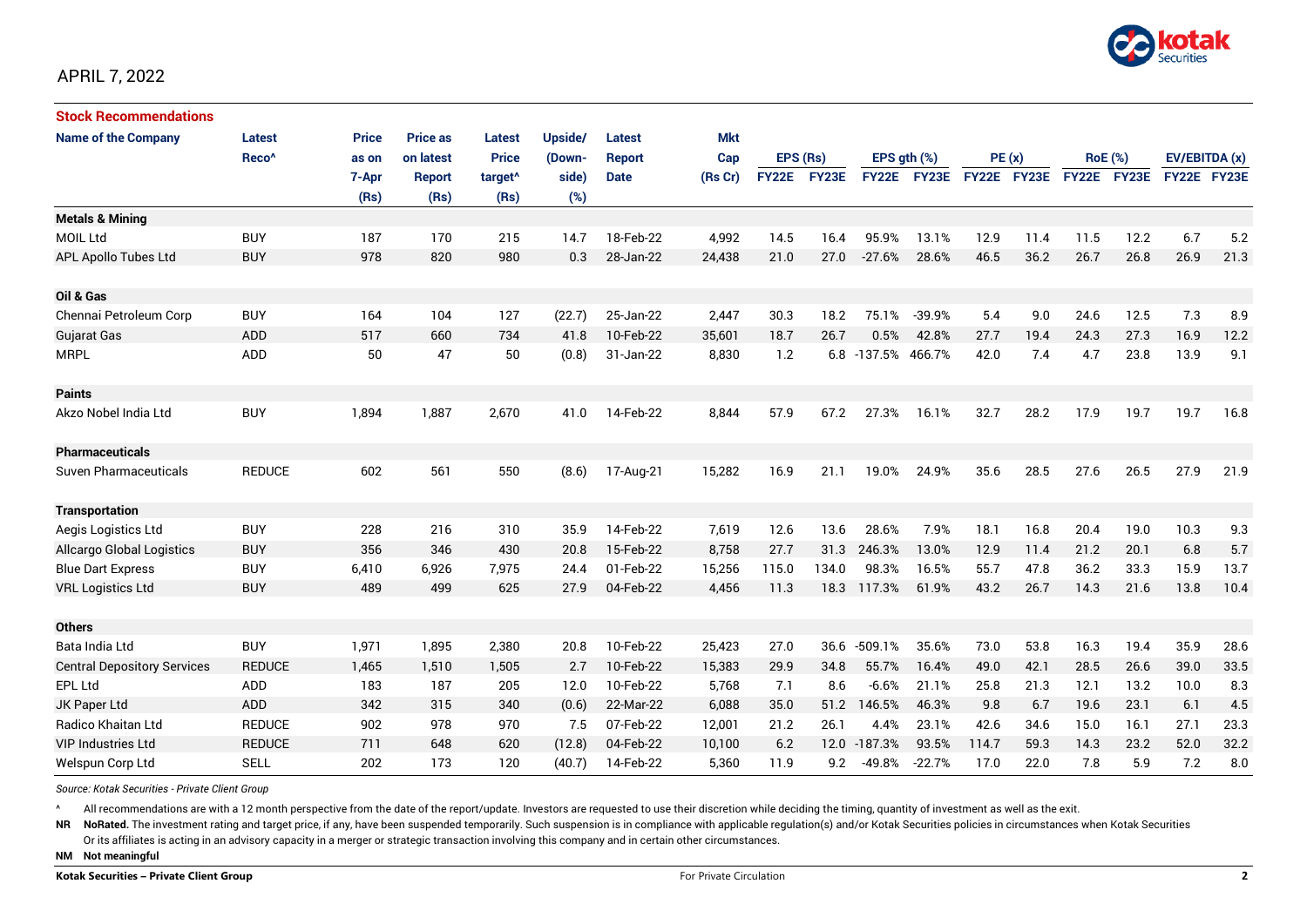APRIL 7, 2022

## Stock Recommendations

| Name of the Company | Latest Reco^ | Price as on 7-Apr (Rs) | Price as on latest Report (Rs) | Latest Price target^ (Rs) | Upside/ (Down-side) (%) | Latest Report Date | Mkt Cap (Rs Cr) | EPS (Rs) | | EPS gth (%) | | PE (x) | | RoE (%) | | EV/EBITDA (x) | |
|---|---|---|---|---|---|---|---|---|---|---|---|---|---|---|---|---|---|
| | | | | | | | | FY22E | FY23E | FY22E | FY23E | FY22E | FY23E | FY22E | FY23E | FY22E | FY23E |
| **Metals & Mining** | | | | | | | | | | | | | | | | | |
| MOIL Ltd | BUY | 187 | 170 | 215 | 14.7 | 18-Feb-22 | 4,992 | 14.5 | 16.4 | 95.9% | 13.1% | 12.9 | 11.4 | 11.5 | 12.2 | 6.7 | 5.2 |
| APL Apollo Tubes Ltd | BUY | 978 | 820 | 980 | 0.3 | 28-Jan-22 | 24,438 | 21.0 | 27.0 | -27.6% | 28.6% | 46.5 | 36.2 | 26.7 | 26.8 | 26.9 | 21.3 |
| **Oil & Gas** | | | | | | | | | | | | | | | | | |
| Chennai Petroleum Corp | BUY | 164 | 104 | 127 | (22.7) | 25-Jan-22 | 2,447 | 30.3 | 18.2 | 75.1% | -39.9% | 5.4 | 9.0 | 24.6 | 12.5 | 7.3 | 8.9 |
| Gujarat Gas | ADD | 517 | 660 | 734 | 41.8 | 10-Feb-22 | 35,601 | 18.7 | 26.7 | 0.5% | 42.8% | 27.7 | 19.4 | 24.3 | 27.3 | 16.9 | 12.2 |
| MRPL | ADD | 50 | 47 | 50 | (0.8) | 31-Jan-22 | 8,830 | 1.2 | 6.8 | -137.5% | 466.7% | 42.0 | 7.4 | 4.7 | 23.8 | 13.9 | 9.1 |
| **Paints** | | | | | | | | | | | | | | | | | |
| Akzo Nobel India Ltd | BUY | 1,894 | 1,887 | 2,670 | 41.0 | 14-Feb-22 | 8,844 | 57.9 | 67.2 | 27.3% | 16.1% | 32.7 | 28.2 | 17.9 | 19.7 | 19.7 | 16.8 |
| **Pharmaceuticals** | | | | | | | | | | | | | | | | | |
| Suven Pharmaceuticals | REDUCE | 602 | 561 | 550 | (8.6) | 17-Aug-21 | 15,282 | 16.9 | 21.1 | 19.0% | 24.9% | 35.6 | 28.5 | 27.6 | 26.5 | 27.9 | 21.9 |
| **Transportation** | | | | | | | | | | | | | | | | | |
| Aegis Logistics Ltd | BUY | 228 | 216 | 310 | 35.9 | 14-Feb-22 | 7,619 | 12.6 | 13.6 | 28.6% | 7.9% | 18.1 | 16.8 | 20.4 | 19.0 | 10.3 | 9.3 |
| Allcargo Global Logistics | BUY | 356 | 346 | 430 | 20.8 | 15-Feb-22 | 8,758 | 27.7 | 31.3 | 246.3% | 13.0% | 12.9 | 11.4 | 21.2 | 20.1 | 6.8 | 5.7 |
| Blue Dart Express | BUY | 6,410 | 6,926 | 7,975 | 24.4 | 01-Feb-22 | 15,256 | 115.0 | 134.0 | 98.3% | 16.5% | 55.7 | 47.8 | 36.2 | 33.3 | 15.9 | 13.7 |
| VRL Logistics Ltd | BUY | 489 | 499 | 625 | 27.9 | 04-Feb-22 | 4,456 | 11.3 | 18.3 | 117.3% | 61.9% | 43.2 | 26.7 | 14.3 | 21.6 | 13.8 | 10.4 |
| **Others** | | | | | | | | | | | | | | | | | |
| Bata India Ltd | BUY | 1,971 | 1,895 | 2,380 | 20.8 | 10-Feb-22 | 25,423 | 27.0 | 36.6 | -509.1% | 35.6% | 73.0 | 53.8 | 16.3 | 19.4 | 35.9 | 28.6 |
| Central Depository Services | REDUCE | 1,465 | 1,510 | 1,505 | 2.7 | 10-Feb-22 | 15,383 | 29.9 | 34.8 | 55.7% | 16.4% | 49.0 | 42.1 | 28.5 | 26.6 | 39.0 | 33.5 |
| EPL Ltd | ADD | 183 | 187 | 205 | 12.0 | 10-Feb-22 | 5,768 | 7.1 | 8.6 | -6.6% | 21.1% | 25.8 | 21.3 | 12.1 | 13.2 | 10.0 | 8.3 |
| JK Paper Ltd | ADD | 342 | 315 | 340 | (0.6) | 22-Mar-22 | 6,088 | 35.0 | 51.2 | 146.5% | 46.3% | 9.8 | 6.7 | 19.6 | 23.1 | 6.1 | 4.5 |
| Radico Khaitan Ltd | REDUCE | 902 | 978 | 970 | 7.5 | 07-Feb-22 | 12,001 | 21.2 | 26.1 | 4.4% | 23.1% | 42.6 | 34.6 | 15.0 | 16.1 | 27.1 | 23.3 |
| VIP Industries Ltd | REDUCE | 711 | 648 | 620 | (12.8) | 04-Feb-22 | 10,100 | 6.2 | 12.0 | -187.3% | 93.5% | 114.7 | 59.3 | 14.3 | 23.2 | 52.0 | 32.2 |
| Welspun Corp Ltd | SELL | 202 | 173 | 120 | (40.7) | 14-Feb-22 | 5,360 | 11.9 | 9.2 | -49.8% | -22.7% | 17.0 | 22.0 | 7.8 | 5.9 | 7.2 | 8.0 |

*Source: Kotak Securities - Private Client Group*

^ All recommendations are with a 12 month perspective from the date of the report/update. Investors are requested to use their discretion while deciding the timing, quantity of investment as well as the exit.

**NR** **NoRated.** The investment rating and target price, if any, have been suspended temporarily. Such suspension is in compliance with applicable regulation(s) and/or Kotak Securities policies in circumstances when Kotak Securities Or its affiliates is acting in an advisory capacity in a merger or strategic transaction involving this company and in certain other circumstances.

**NM** **Not meaningful**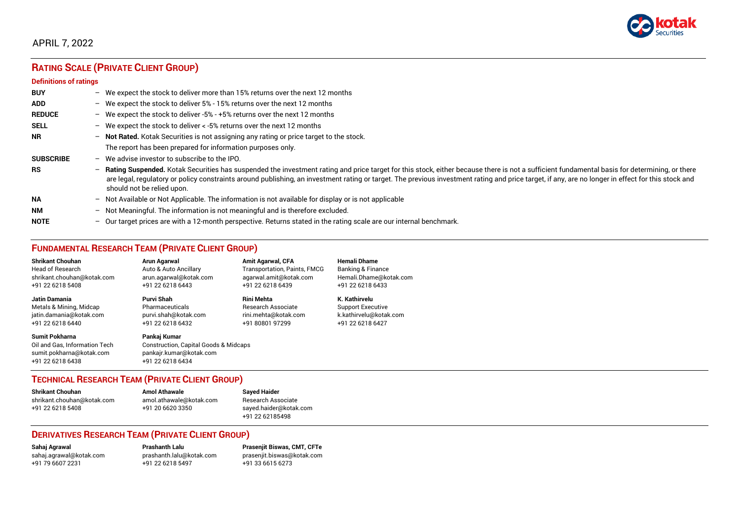APRIL 7, 2022

## RATING SCALE (PRIVATE CLIENT GROUP)

### Definitions of ratings

| | |
|---|---|
| **BUY** | – We expect the stock to deliver more than 15% returns over the next 12 months |
| **ADD** | – We expect the stock to deliver 5% - 15% returns over the next 12 months |
| **REDUCE** | – We expect the stock to deliver -5% - +5% returns over the next 12 months |
| **SELL** | – We expect the stock to deliver < -5% returns over the next 12 months |
| **NR** | – **Not Rated.** Kotak Securities is not assigning any rating or price target to the stock. The report has been prepared for information purposes only. |
| **SUBSCRIBE** | – We advise investor to subscribe to the IPO. |
| **RS** | – **Rating Suspended.** Kotak Securities has suspended the investment rating and price target for this stock, either because there is not a sufficient fundamental basis for determining, or there are legal, regulatory or policy constraints around publishing, an investment rating or target. The previous investment rating and price target, if any, are no longer in effect for this stock and should not be relied upon. |
| **NA** | – Not Available or Not Applicable. The information is not available for display or is not applicable |
| **NM** | – Not Meaningful. The information is not meaningful and is therefore excluded. |
| **NOTE** | – Our target prices are with a 12-month perspective. Returns stated in the rating scale are our internal benchmark. |

## FUNDAMENTAL RESEARCH TEAM (PRIVATE CLIENT GROUP)

**Shrikant Chouhan**
Head of Research
shrikant.chouhan@kotak.com
+91 22 6218 5408

**Arun Agarwal**
Auto & Auto Ancillary
arun.agarwal@kotak.com
+91 22 6218 6443

**Amit Agarwal, CFA**
Transportation, Paints, FMCG
agarwal.amit@kotak.com
+91 22 6218 6439

**Hemali Dhame**
Banking & Finance
Hemali.Dhame@kotak.com
+91 22 6218 6433

**Jatin Damania**
Metals & Mining, Midcap
jatin.damania@kotak.com
+91 22 6218 6440

**Purvi Shah**
Pharmaceuticals
purvi.shah@kotak.com
+91 22 6218 6432

**Rini Mehta**
Research Associate
rini.mehta@kotak.com
+91 80801 97299

**K. Kathirvelu**
Support Executive
k.kathirvelu@kotak.com
+91 22 6218 6427

**Sumit Pokharna**
Oil and Gas, Information Tech
sumit.pokharna@kotak.com
+91 22 6218 6438

**Pankaj Kumar**
Construction, Capital Goods & Midcaps
pankajr.kumar@kotak.com
+91 22 6218 6434

## TECHNICAL RESEARCH TEAM (PRIVATE CLIENT GROUP)

**Shrikant Chouhan**
shrikant.chouhan@kotak.com
+91 22 6218 5408

**Amol Athawale**
amol.athawale@kotak.com
+91 20 6620 3350

**Sayed Haider**
Research Associate
sayed.haider@kotak.com
+91 22 62185498

## DERIVATIVES RESEARCH TEAM (PRIVATE CLIENT GROUP)

**Sahaj Agrawal**
sahaj.agrawal@kotak.com
+91 79 6607 2231

**Prashanth Lalu**
prashanth.lalu@kotak.com
+91 22 6218 5497

**Prasenjit Biswas, CMT, CFTe**
prasenjit.biswas@kotak.com
+91 33 6615 6273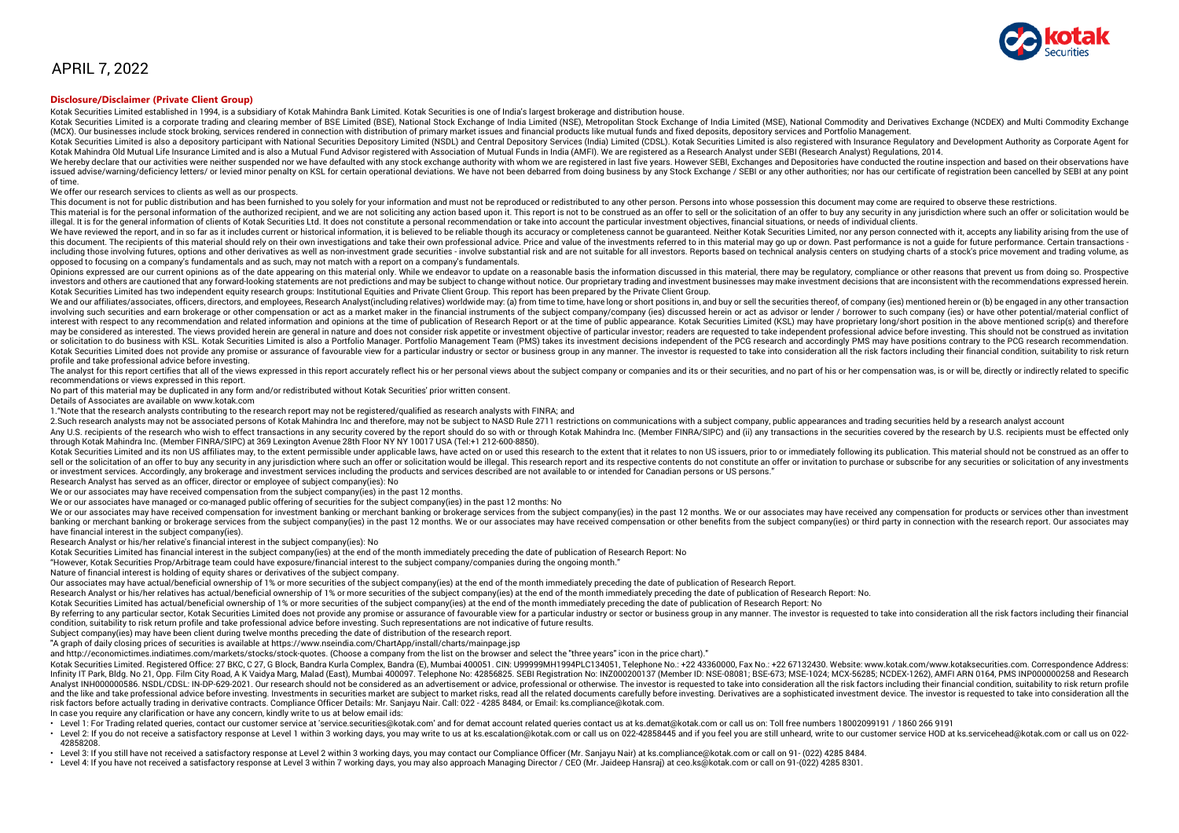APRIL 7, 2022

#### Disclosure/Disclaimer (Private Client Group)

Kotak Securities Limited established in 1994, is a subsidiary of Kotak Mahindra Bank Limited. Kotak Securities is one of India's largest brokerage and distribution house.

Kotak Securities Limited is a corporate trading and clearing member of BSE Limited (BSE), National Stock Exchange of India Limited (NSE), Metropolitan Stock Exchange of India Limited (MSE), National Commodity and Derivatives Exchange (NCDEX) and Multi Commodity Exchange (MCX). Our businesses include stock broking, services rendered in connection with distribution of primary market issues and financial products like mutual funds and fixed deposits, depository services and Portfolio Management.

Kotak Securities Limited is also a depository participant with National Securities Depository Limited (NSDL) and Central Depository Services (India) Limited (CDSL). Kotak Securities Limited is also registered with Insurance Regulatory and Development Authority as Corporate Agent for Kotak Mahindra Old Mutual Life Insurance Limited and is also a Mutual Fund Advisor registered with Association of Mutual Funds in India (AMFI). We are registered as a Research Analyst under SEBI (Research Analyst) Regulations, 2014.

We hereby declare that our activities were neither suspended nor we have defaulted with any stock exchange authority with whom we are registered in last five years. However SEBI, Exchanges and Depositories have conducted the routine inspection and based on their observations have issued advise/warning/deficiency letters/ or levied minor penalty on KSL for certain operational deviations. We have not been debarred from doing business by any Stock Exchange / SEBI or any other authorities; nor has our certificate of registration been cancelled by SEBI at any point of time.

We offer our research services to clients as well as our prospects.

This document is not for public distribution and has been furnished to you solely for your information and must not be reproduced or redistributed to any other person. Persons into whose possession this document may come are required to observe these restrictions.

This material is for the personal information of the authorized recipient, and we are not soliciting any action based upon it. This report is not to be construed as an offer to sell or the solicitation of an offer to buy any security in any jurisdiction where such an offer or solicitation would be illegal. It is for the general information of clients of Kotak Securities Ltd. It does not constitute a personal recommendation or take into account the particular investment objectives, financial situations, or needs of individual clients.

We have reviewed the report, and in so far as it includes current or historical information, it is believed to be reliable though its accuracy or completeness cannot be guaranteed. Neither Kotak Securities Limited, nor any person connected with it, accepts any liability arising from the use of this document. The recipients of this material should rely on their own investigations and take their own professional advice. Price and value of the investments referred to in this material may go up or down. Past performance is not a guide for future performance. Certain transactions - including those involving futures, options and other derivatives as well as non-investment grade securities - involve substantial risk and are not suitable for all investors. Reports based on technical analysis centers on studying charts of a stock's price movement and trading volume, as opposed to focusing on a company's fundamentals and as such, may not match with a report on a company's fundamentals.

Opinions expressed are our current opinions as of the date appearing on this material only. While we endeavor to update on a reasonable basis the information discussed in this material, there may be regulatory, compliance or other reasons that prevent us from doing so. Prospective investors and others are cautioned that any forward-looking statements are not predictions and may be subject to change without notice. Our proprietary trading and investment businesses may make investment decisions that are inconsistent with the recommendations expressed herein. Kotak Securities Limited has two independent equity research groups: Institutional Equities and Private Client Group. This report has been prepared by the Private Client Group.

We and our affiliates/associates, officers, directors, and employees, Research Analyst(including relatives) worldwide may: (a) from time to time, have long or short positions in, and buy or sell the securities thereof, of company (ies) mentioned herein or (b) be engaged in any other transaction involving such securities and earn brokerage or other compensation or act as a market maker in the financial instruments of the subject company/company (ies) discussed herein or act as advisor or lender / borrower to such company (ies) or have other potential/material conflict of interest with respect to any recommendation and related information and opinions at the time of publication of Research Report or at the time of public appearance. Kotak Securities Limited (KSL) may have proprietary long/short position in the above mentioned scrip(s) and therefore may be considered as interested. The views provided herein are general in nature and does not consider risk appetite or investment objective of particular investor; readers are requested to take independent professional advice before investing. This should not be construed as invitation or solicitation to do business with KSL. Kotak Securities Limited is also a Portfolio Manager. Portfolio Management Team (PMS) takes its investment decisions independent of the PCG research and accordingly PMS may have positions contrary to the PCG research recommendation. Kotak Securities Limited does not provide any promise or assurance of favourable view for a particular industry or sector or business group in any manner. The investor is requested to take into consideration all the risk factors including their financial condition, suitability to risk return profile and take professional advice before investing.

The analyst for this report certifies that all of the views expressed in this report accurately reflect his or her personal views about the subject company or companies and its or their securities, and no part of his or her compensation was, is or will be, directly or indirectly related to specific recommendations or views expressed in this report.

No part of this material may be duplicated in any form and/or redistributed without Kotak Securities' prior written consent.

Details of Associates are available on www.kotak.com

1."Note that the research analysts contributing to the research report may not be registered/qualified as research analysts with FINRA; and

2.Such research analysts may not be associated persons of Kotak Mahindra Inc and therefore, may not be subject to NASD Rule 2711 restrictions on communications with a subject company, public appearances and trading securities held by a research analyst account

Any U.S. recipients of the research who wish to effect transactions in any security covered by the report should do so with or through Kotak Mahindra Inc. (Member FINRA/SIPC) and (ii) any transactions in the securities covered by the research by U.S. recipients must be effected only through Kotak Mahindra Inc. (Member FINRA/SIPC) at 369 Lexington Avenue 28th Floor NY NY 10017 USA (Tel:+1 212-600-8850).

Kotak Securities Limited and its non US affiliates may, to the extent permissible under applicable laws, have acted on or used this research to the extent that it relates to non US issuers, prior to or immediately following its publication. This material should not be construed as an offer to sell or the solicitation of an offer to buy any security in any jurisdiction where such an offer or solicitation would be illegal. This research report and its respective contents do not constitute an offer or invitation to purchase or subscribe for any securities or solicitation of any investments or investment services. Accordingly, any brokerage and investment services including the products and services described are not available to or intended for Canadian persons or US persons."

Research Analyst has served as an officer, director or employee of subject company(ies): No

We or our associates may have received compensation from the subject company(ies) in the past 12 months.

We or our associates have managed or co-managed public offering of securities for the subject company(ies) in the past 12 months: No

We or our associates may have received compensation for investment banking or merchant banking or brokerage services from the subject company(ies) in the past 12 months. We or our associates may have received any compensation for products or services other than investment banking or merchant banking or brokerage services from the subject company(ies) in the past 12 months. We or our associates may have received compensation or other benefits from the subject company(ies) or third party in connection with the research report. Our associates may have financial interest in the subject company(ies).

Research Analyst or his/her relative's financial interest in the subject company(ies): No

Kotak Securities Limited has financial interest in the subject company(ies) at the end of the month immediately preceding the date of publication of Research Report: No

"However, Kotak Securities Prop/Arbitrage team could have exposure/financial interest to the subject company/companies during the ongoing month."

Nature of financial interest is holding of equity shares or derivatives of the subject company.

Our associates may have actual/beneficial ownership of 1% or more securities of the subject company(ies) at the end of the month immediately preceding the date of publication of Research Report.

Research Analyst or his/her relatives has actual/beneficial ownership of 1% or more securities of the subject company(ies) at the end of the month immediately preceding the date of publication of Research Report: No.

Kotak Securities Limited has actual/beneficial ownership of 1% or more securities of the subject company(ies) at the end of the month immediately preceding the date of publication of Research Report: No

By referring to any particular sector, Kotak Securities Limited does not provide any promise or assurance of favourable view for a particular industry or sector or business group in any manner. The investor is requested to take into consideration all the risk factors including their financial condition, suitability to risk return profile and take professional advice before investing. Such representations are not indicative of future results.

Subject company(ies) may have been client during twelve months preceding the date of distribution of the research report.

"A graph of daily closing prices of securities is available at https://www.nseindia.com/ChartApp/install/charts/mainpage.jsp

and http://economictimes.indiatimes.com/markets/stocks/stock-quotes. (Choose a company from the list on the browser and select the "three years" icon in the price chart)."

Kotak Securities Limited. Registered Office: 27 BKC, C 27, G Block, Bandra Kurla Complex, Bandra (E), Mumbai 400051. CIN: U99999MH1994PLC134051, Telephone No.: +22 43360000, Fax No.: +22 67132430. Website: www.kotak.com/www.kotaksecurities.com. Correspondence Address: Infinity IT Park, Bldg. No 21, Opp. Film City Road, A K Vaidya Marg, Malad (East), Mumbai 400097. Telephone No: 42856825. SEBI Registration No: INZ000200137 (Member ID: NSE-08081; BSE-673; MSE-1024; MCX-56285; NCDEX-1262), AMFI ARN 0164, PMS INP000000258 and Research Analyst INH000000586. NSDL/CDSL: IN-DP-629-2021. Our research should not be considered as an advertisement or advice, professional or otherwise. The investor is requested to take into consideration all the risk factors including their financial condition, suitability to risk return profile and the like and take professional advice before investing. Investments in securities market are subject to market risks, read all the related documents carefully before investing. Derivatives are a sophisticated investment device. The investor is requested to take into consideration all the risk factors before actually trading in derivative contracts. Compliance Officer Details: Mr. Sanjayu Nair. Call: 022 - 4285 8484, or Email: ks.compliance@kotak.com.

In case you require any clarification or have any concern, kindly write to us at below email ids:

- Level 1: For Trading related queries, contact our customer service at 'service.securities@kotak.com' and for demat account related queries contact us at ks.demat@kotak.com or call us on: Toll free numbers 18002099191 / 1860 266 9191
- Level 2: If you do not receive a satisfactory response at Level 1 within 3 working days, you may write to us at ks.escalation@kotak.com or call us on 022-42858445 and if you feel you are still unheard, write to our customer service HOD at ks.servicehead@kotak.com or call us on 022-42858208.
- Level 3: If you still have not received a satisfactory response at Level 2 within 3 working days, you may contact our Compliance Officer (Mr. Sanjayu Nair) at ks.compliance@kotak.com or call on 91- (022) 4285 8484.
- Level 4: If you have not received a satisfactory response at Level 3 within 7 working days, you may also approach Managing Director / CEO (Mr. Jaideep Hansraj) at ceo.ks@kotak.com or call on 91-(022) 4285 8301.